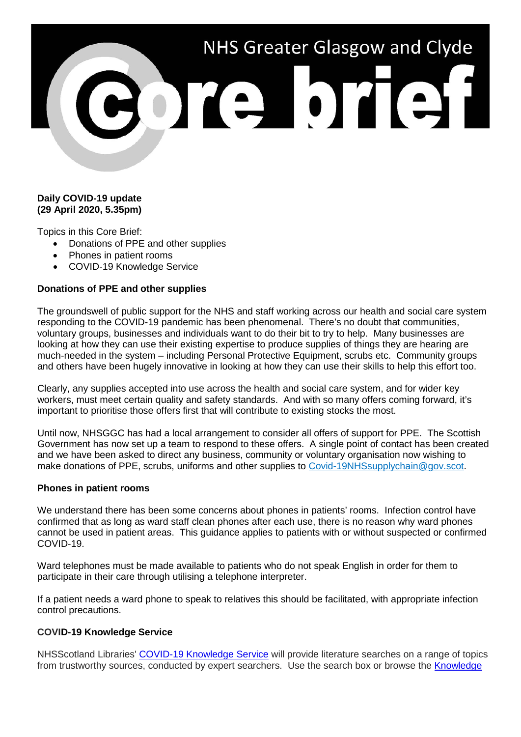# NHS Greater Glasgow and Clyde Core brief

**Daily COVID-19 update**
**(29 April 2020, 5.35pm)**

Topics in this Core Brief:

- Donations of PPE and other supplies
- Phones in patient rooms
- COVID-19 Knowledge Service

**Donations of PPE and other supplies**

The groundswell of public support for the NHS and staff working across our health and social care system responding to the COVID-19 pandemic has been phenomenal. There's no doubt that communities, voluntary groups, businesses and individuals want to do their bit to try to help. Many businesses are looking at how they can use their existing expertise to produce supplies of things they are hearing are much-needed in the system – including Personal Protective Equipment, scrubs etc. Community groups and others have been hugely innovative in looking at how they can use their skills to help this effort too.

Clearly, any supplies accepted into use across the health and social care system, and for wider key workers, must meet certain quality and safety standards. And with so many offers coming forward, it's important to prioritise those offers first that will contribute to existing stocks the most.

Until now, NHSGGC has had a local arrangement to consider all offers of support for PPE. The Scottish Government has now set up a team to respond to these offers. A single point of contact has been created and we have been asked to direct any business, community or voluntary organisation now wishing to make donations of PPE, scrubs, uniforms and other supplies to [Covid-19NHSsupplychain@gov.scot](mailto:Covid-19NHSsupplychain@gov.scot).

**Phones in patient rooms**

We understand there has been some concerns about phones in patients' rooms. Infection control have confirmed that as long as ward staff clean phones after each use, there is no reason why ward phones cannot be used in patient areas. This guidance applies to patients with or without suspected or confirmed COVID-19.

Ward telephones must be made available to patients who do not speak English in order for them to participate in their care through utilising a telephone interpreter.

If a patient needs a ward phone to speak to relatives this should be facilitated, with appropriate infection control precautions.

**COVID-19 Knowledge Service**

NHSScotland Libraries' COVID-19 Knowledge Service will provide literature searches on a range of topics from trustworthy sources, conducted by expert searchers. Use the search box or browse the Knowledge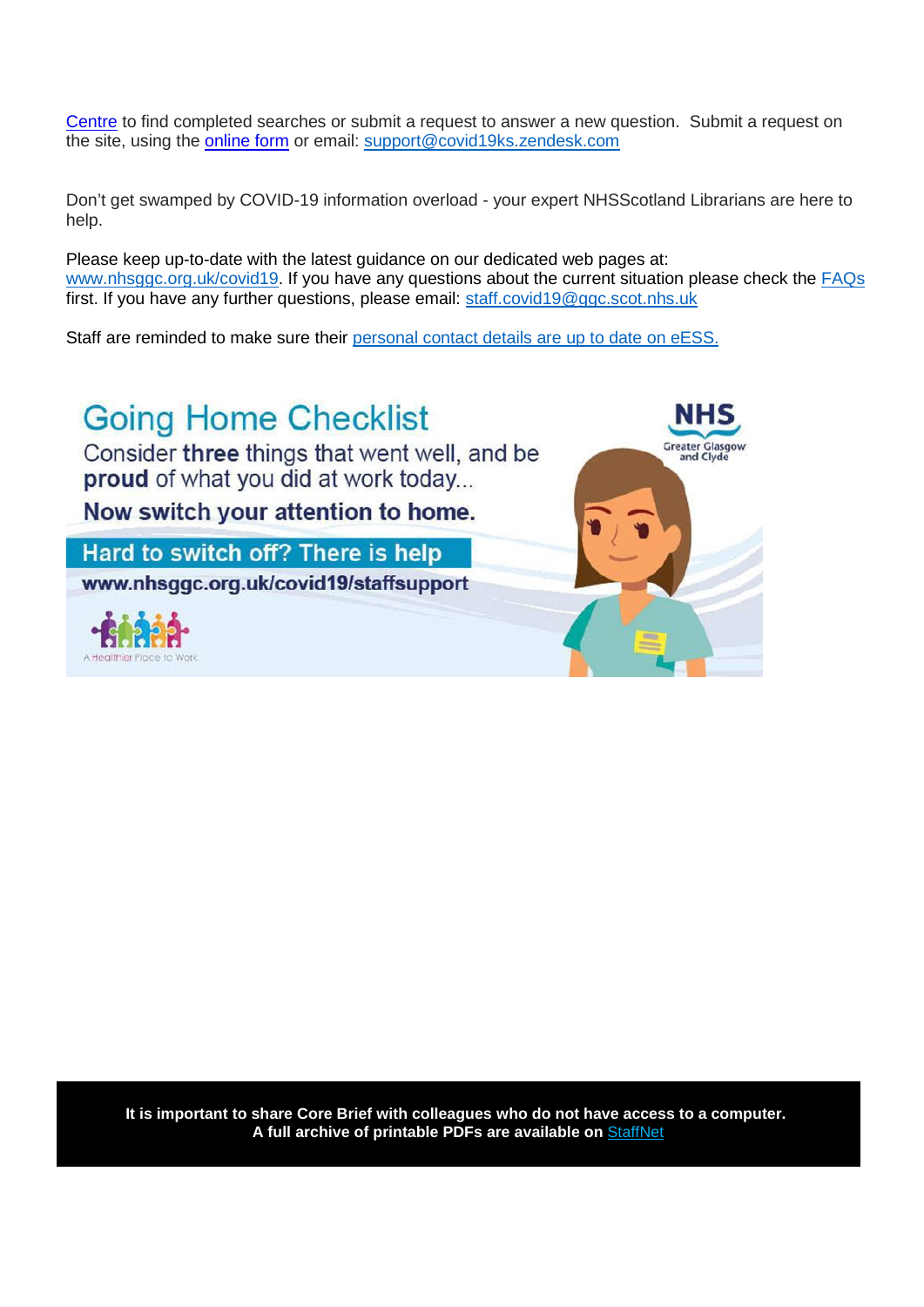Centre to find completed searches or submit a request to answer a new question. Submit a request on the site, using the online form or email: support@covid19ks.zendesk.com

Don't get swamped by COVID-19 information overload - your expert NHSScotland Librarians are here to help.

Please keep up-to-date with the latest guidance on our dedicated web pages at: www.nhsggc.org.uk/covid19. If you have any questions about the current situation please check the FAQs first. If you have any further questions, please email: staff.covid19@ggc.scot.nhs.uk

Staff are reminded to make sure their personal contact details are up to date on eESS.

## Going Home Checklist

Consider **three** things that went well, and be **proud** of what you did at work today...

**Now switch your attention to home.**

**Hard to switch off? There is help**

**www.nhsggc.org.uk/covid19/staffsupport**

NHS Greater Glasgow and Clyde

A Healthier Place to Work

**It is important to share Core Brief with colleagues who do not have access to a computer.**
**A full archive of printable PDFs are available on StaffNet**